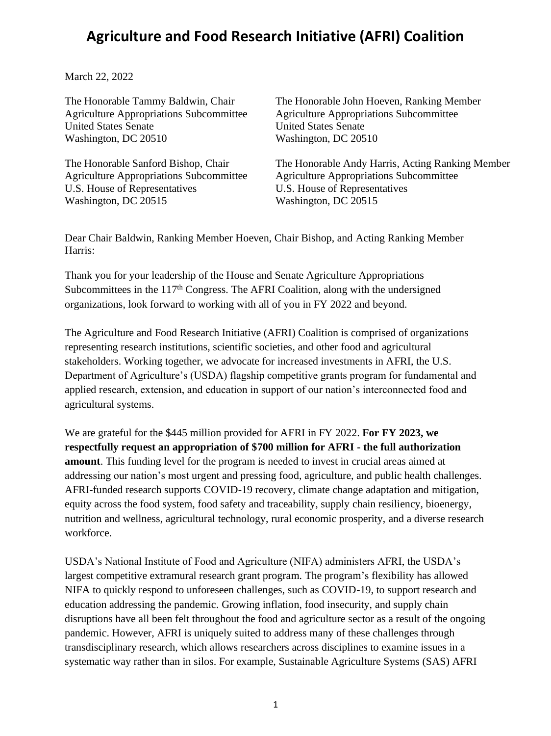# Agriculture and Food Research Initiative (AFRI) Coalition

March 22, 2022

The Honorable Tammy Baldwin, Chair
Agriculture Appropriations Subcommittee
United States Senate
Washington, DC 20510

The Honorable John Hoeven, Ranking Member
Agriculture Appropriations Subcommittee
United States Senate
Washington, DC 20510

The Honorable Sanford Bishop, Chair
Agriculture Appropriations Subcommittee
U.S. House of Representatives
Washington, DC 20515

The Honorable Andy Harris, Acting Ranking Member
Agriculture Appropriations Subcommittee
U.S. House of Representatives
Washington, DC 20515

Dear Chair Baldwin, Ranking Member Hoeven, Chair Bishop, and Acting Ranking Member Harris:

Thank you for your leadership of the House and Senate Agriculture Appropriations Subcommittees in the 117th Congress. The AFRI Coalition, along with the undersigned organizations, look forward to working with all of you in FY 2022 and beyond.

The Agriculture and Food Research Initiative (AFRI) Coalition is comprised of organizations representing research institutions, scientific societies, and other food and agricultural stakeholders. Working together, we advocate for increased investments in AFRI, the U.S. Department of Agriculture's (USDA) flagship competitive grants program for fundamental and applied research, extension, and education in support of our nation's interconnected food and agricultural systems.

We are grateful for the $445 million provided for AFRI in FY 2022. **For FY 2023, we respectfully request an appropriation of $700 million for AFRI - the full authorization amount**. This funding level for the program is needed to invest in crucial areas aimed at addressing our nation's most urgent and pressing food, agriculture, and public health challenges. AFRI-funded research supports COVID-19 recovery, climate change adaptation and mitigation, equity across the food system, food safety and traceability, supply chain resiliency, bioenergy, nutrition and wellness, agricultural technology, rural economic prosperity, and a diverse research workforce.

USDA's National Institute of Food and Agriculture (NIFA) administers AFRI, the USDA's largest competitive extramural research grant program. The program's flexibility has allowed NIFA to quickly respond to unforeseen challenges, such as COVID-19, to support research and education addressing the pandemic. Growing inflation, food insecurity, and supply chain disruptions have all been felt throughout the food and agriculture sector as a result of the ongoing pandemic. However, AFRI is uniquely suited to address many of these challenges through transdisciplinary research, which allows researchers across disciplines to examine issues in a systematic way rather than in silos. For example, Sustainable Agriculture Systems (SAS) AFRI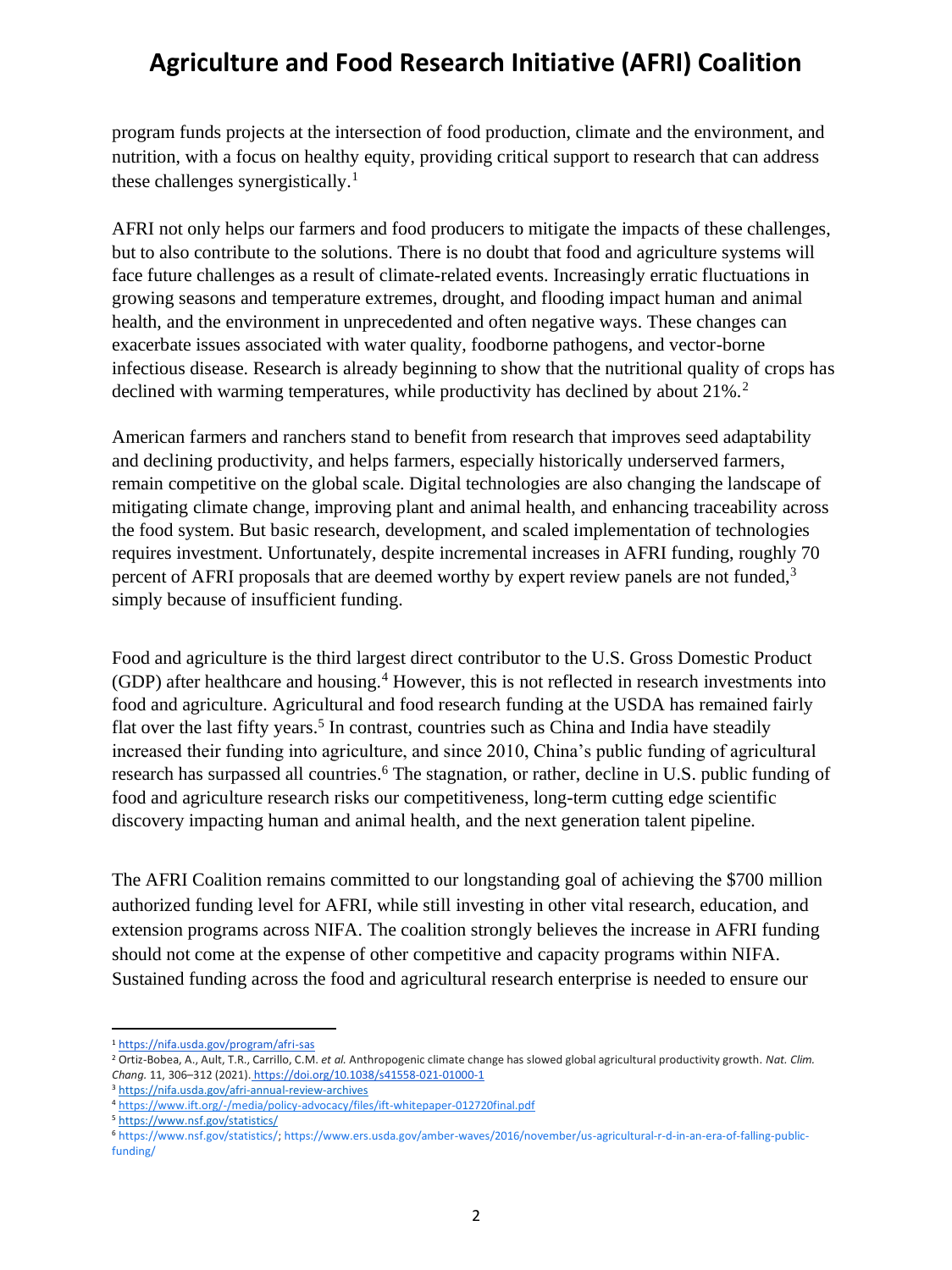program funds projects at the intersection of food production, climate and the environment, and nutrition, with a focus on healthy equity, providing critical support to research that can address these challenges synergistically.[1]

AFRI not only helps our farmers and food producers to mitigate the impacts of these challenges, but to also contribute to the solutions. There is no doubt that food and agriculture systems will face future challenges as a result of climate-related events. Increasingly erratic fluctuations in growing seasons and temperature extremes, drought, and flooding impact human and animal health, and the environment in unprecedented and often negative ways. These changes can exacerbate issues associated with water quality, foodborne pathogens, and vector-borne infectious disease. Research is already beginning to show that the nutritional quality of crops has declined with warming temperatures, while productivity has declined by about 21%.[2]

American farmers and ranchers stand to benefit from research that improves seed adaptability and declining productivity, and helps farmers, especially historically underserved farmers, remain competitive on the global scale. Digital technologies are also changing the landscape of mitigating climate change, improving plant and animal health, and enhancing traceability across the food system. But basic research, development, and scaled implementation of technologies requires investment. Unfortunately, despite incremental increases in AFRI funding, roughly 70 percent of AFRI proposals that are deemed worthy by expert review panels are not funded,[3] simply because of insufficient funding.

Food and agriculture is the third largest direct contributor to the U.S. Gross Domestic Product (GDP) after healthcare and housing.[4] However, this is not reflected in research investments into food and agriculture. Agricultural and food research funding at the USDA has remained fairly flat over the last fifty years.[5] In contrast, countries such as China and India have steadily increased their funding into agriculture, and since 2010, China's public funding of agricultural research has surpassed all countries.[6] The stagnation, or rather, decline in U.S. public funding of food and agriculture research risks our competitiveness, long-term cutting edge scientific discovery impacting human and animal health, and the next generation talent pipeline.

The AFRI Coalition remains committed to our longstanding goal of achieving the $700 million authorized funding level for AFRI, while still investing in other vital research, education, and extension programs across NIFA. The coalition strongly believes the increase in AFRI funding should not come at the expense of other competitive and capacity programs within NIFA. Sustained funding across the food and agricultural research enterprise is needed to ensure our

---

[1] https://nifa.usda.gov/program/afri-sas

[2] Ortiz-Bobea, A., Ault, T.R., Carrillo, C.M. *et al.* Anthropogenic climate change has slowed global agricultural productivity growth. *Nat. Clim. Chang.* 11, 306–312 (2021). https://doi.org/10.1038/s41558-021-01000-1

[3] https://nifa.usda.gov/afri-annual-review-archives

[4] https://www.ift.org/-/media/policy-advocacy/files/ift-whitepaper-012720final.pdf

[5] https://www.nsf.gov/statistics/

[6] https://www.nsf.gov/statistics/; https://www.ers.usda.gov/amber-waves/2016/november/us-agricultural-r-d-in-an-era-of-falling-public-funding/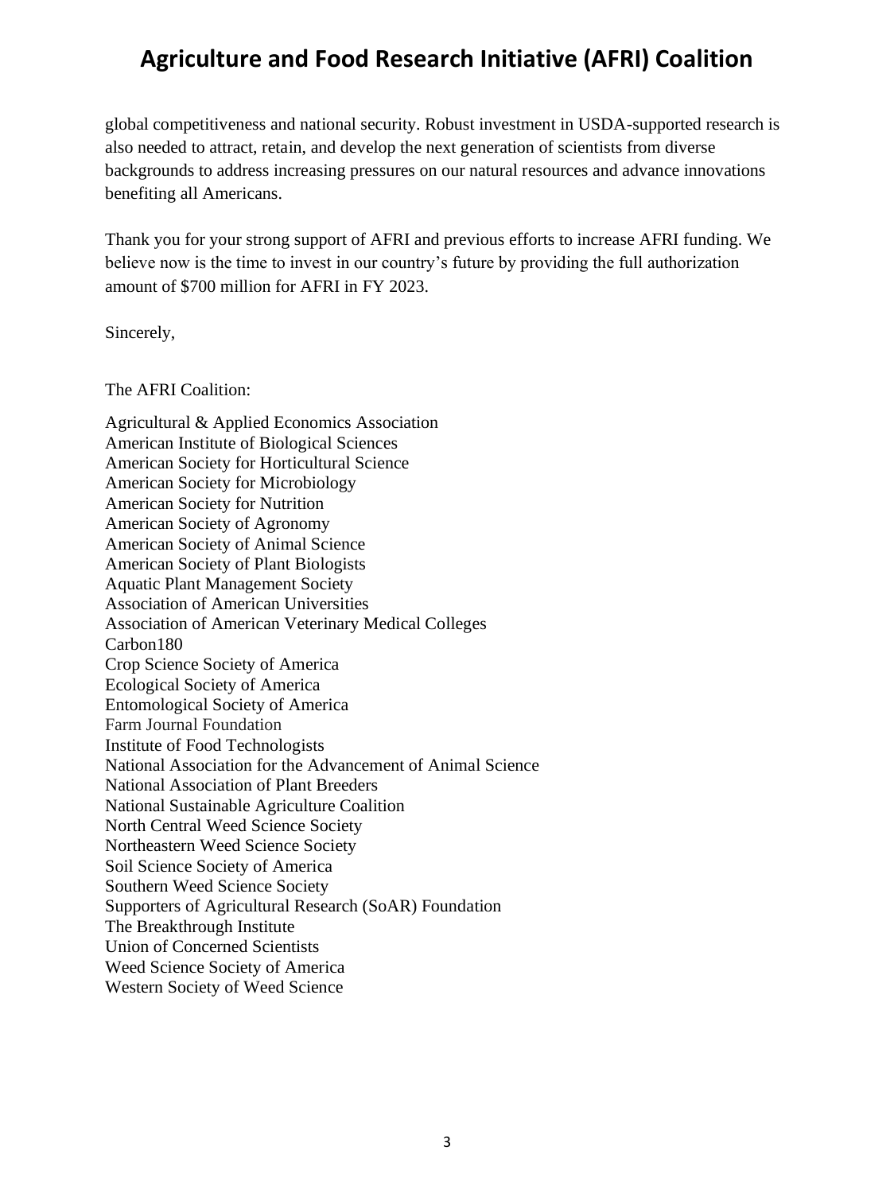global competitiveness and national security. Robust investment in USDA-supported research is also needed to attract, retain, and develop the next generation of scientists from diverse backgrounds to address increasing pressures on our natural resources and advance innovations benefiting all Americans.

Thank you for your strong support of AFRI and previous efforts to increase AFRI funding. We believe now is the time to invest in our country's future by providing the full authorization amount of $700 million for AFRI in FY 2023.

Sincerely,

The AFRI Coalition:

Agricultural & Applied Economics Association
American Institute of Biological Sciences
American Society for Horticultural Science
American Society for Microbiology
American Society for Nutrition
American Society of Agronomy
American Society of Animal Science
American Society of Plant Biologists
Aquatic Plant Management Society
Association of American Universities
Association of American Veterinary Medical Colleges
Carbon180
Crop Science Society of America
Ecological Society of America
Entomological Society of America
Farm Journal Foundation
Institute of Food Technologists
National Association for the Advancement of Animal Science
National Association of Plant Breeders
National Sustainable Agriculture Coalition
North Central Weed Science Society
Northeastern Weed Science Society
Soil Science Society of America
Southern Weed Science Society
Supporters of Agricultural Research (SoAR) Foundation
The Breakthrough Institute
Union of Concerned Scientists
Weed Science Society of America
Western Society of Weed Science